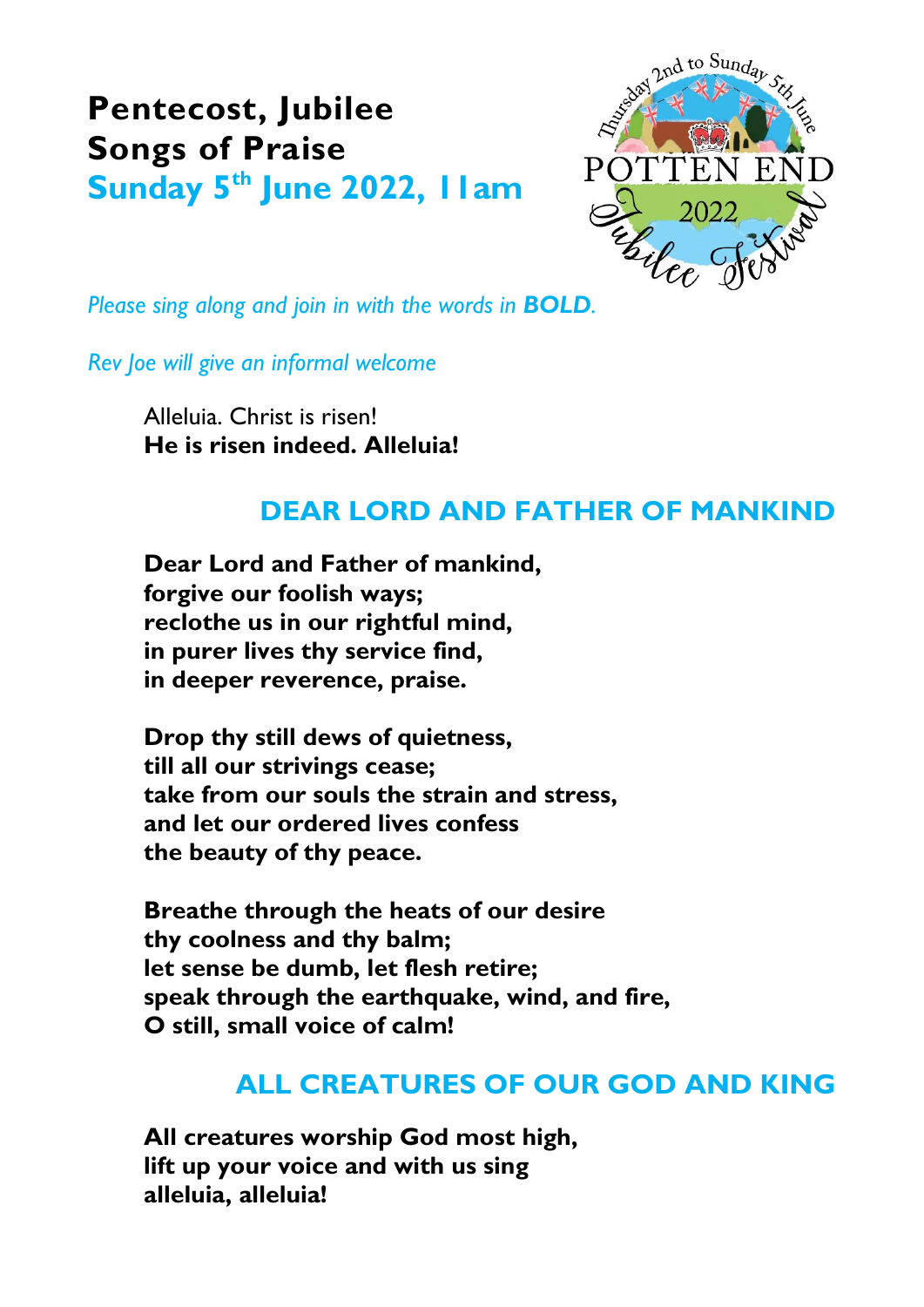# Pentecost, Jubilee Songs of Praise

## Sunday 5th June 2022, 11am

*Please sing along and join in with the words in **BOLD**.*

*Rev Joe will give an informal welcome*

Alleluia. Christ is risen!
**He is risen indeed. Alleluia!**

## DEAR LORD AND FATHER OF MANKIND

**Dear Lord and Father of mankind,
forgive our foolish ways;
reclothe us in our rightful mind,
in purer lives thy service find,
in deeper reverence, praise.**

**Drop thy still dews of quietness,
till all our strivings cease;
take from our souls the strain and stress,
and let our ordered lives confess
the beauty of thy peace.**

**Breathe through the heats of our desire
thy coolness and thy balm;
let sense be dumb, let flesh retire;
speak through the earthquake, wind, and fire,
O still, small voice of calm!**

## ALL CREATURES OF OUR GOD AND KING

**All creatures worship God most high,
lift up your voice and with us sing
alleluia, alleluia!**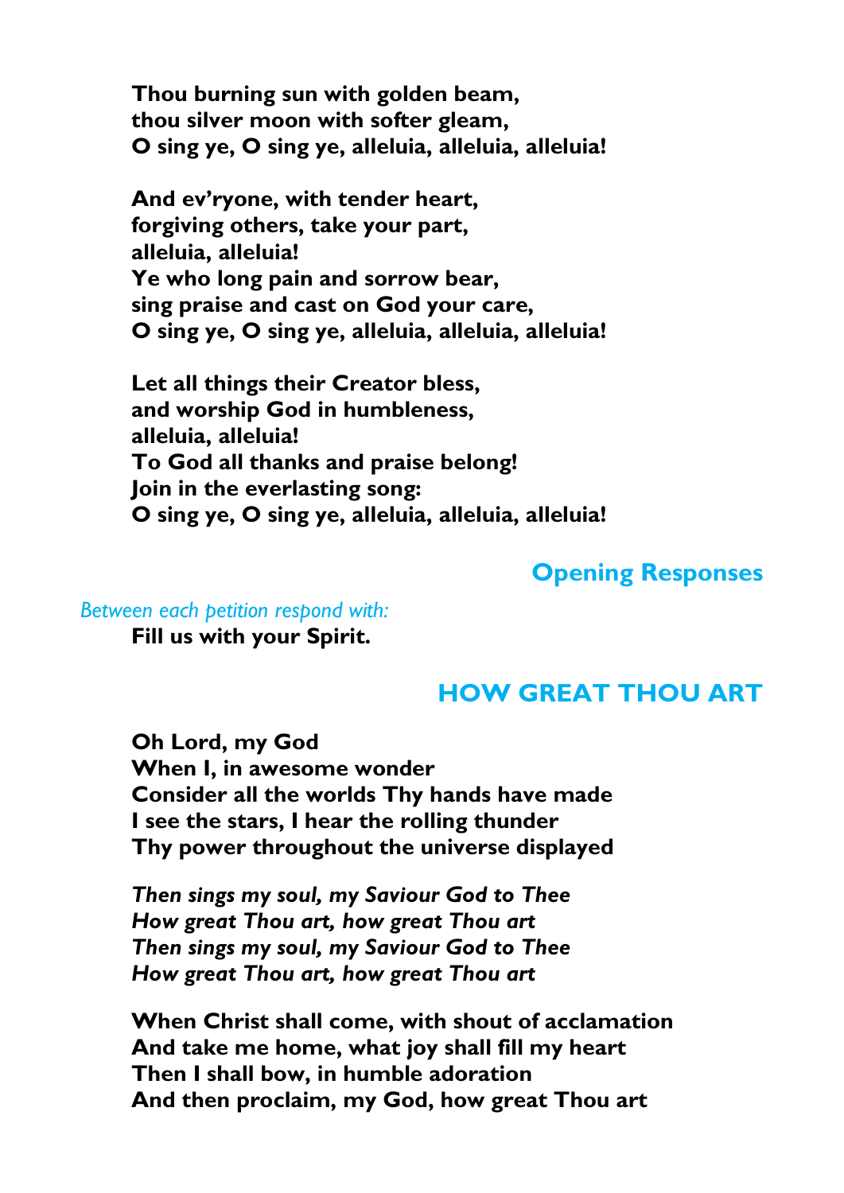**Thou burning sun with golden beam,**
**thou silver moon with softer gleam,**
**O sing ye, O sing ye, alleluia, alleluia, alleluia!**

**And ev'ryone, with tender heart,**
**forgiving others, take your part,**
**alleluia, alleluia!**
**Ye who long pain and sorrow bear,**
**sing praise and cast on God your care,**
**O sing ye, O sing ye, alleluia, alleluia, alleluia!**

**Let all things their Creator bless,**
**and worship God in humbleness,**
**alleluia, alleluia!**
**To God all thanks and praise belong!**
**Join in the everlasting song:**
**O sing ye, O sing ye, alleluia, alleluia, alleluia!**

## Opening Responses

*Between each petition respond with:*
**Fill us with your Spirit.**

## HOW GREAT THOU ART

**Oh Lord, my God**
**When I, in awesome wonder**
**Consider all the worlds Thy hands have made**
**I see the stars, I hear the rolling thunder**
**Thy power throughout the universe displayed**

***Then sings my soul, my Saviour God to Thee***
***How great Thou art, how great Thou art***
***Then sings my soul, my Saviour God to Thee***
***How great Thou art, how great Thou art***

**When Christ shall come, with shout of acclamation**
**And take me home, what joy shall fill my heart**
**Then I shall bow, in humble adoration**
**And then proclaim, my God, how great Thou art**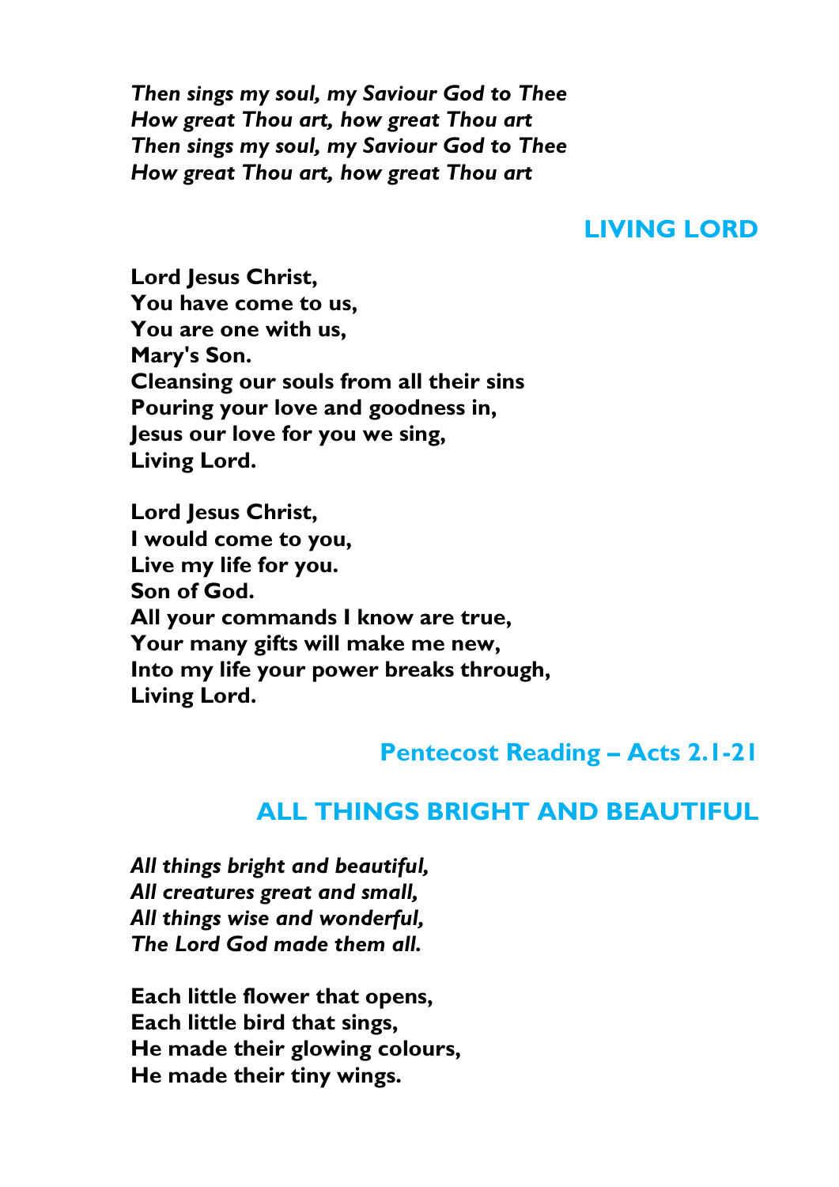*Then sings my soul, my Saviour God to Thee*
*How great Thou art, how great Thou art*
*Then sings my soul, my Saviour God to Thee*
*How great Thou art, how great Thou art*

## LIVING LORD

**Lord Jesus Christ,**
**You have come to us,**
**You are one with us,**
**Mary's Son.**
**Cleansing our souls from all their sins**
**Pouring your love and goodness in,**
**Jesus our love for you we sing,**
**Living Lord.**

**Lord Jesus Christ,**
**I would come to you,**
**Live my life for you.**
**Son of God.**
**All your commands I know are true,**
**Your many gifts will make me new,**
**Into my life your power breaks through,**
**Living Lord.**

## Pentecost Reading – Acts 2.1-21

## ALL THINGS BRIGHT AND BEAUTIFUL

*All things bright and beautiful,*
*All creatures great and small,*
*All things wise and wonderful,*
*The Lord God made them all.*

**Each little flower that opens,**
**Each little bird that sings,**
**He made their glowing colours,**
**He made their tiny wings.**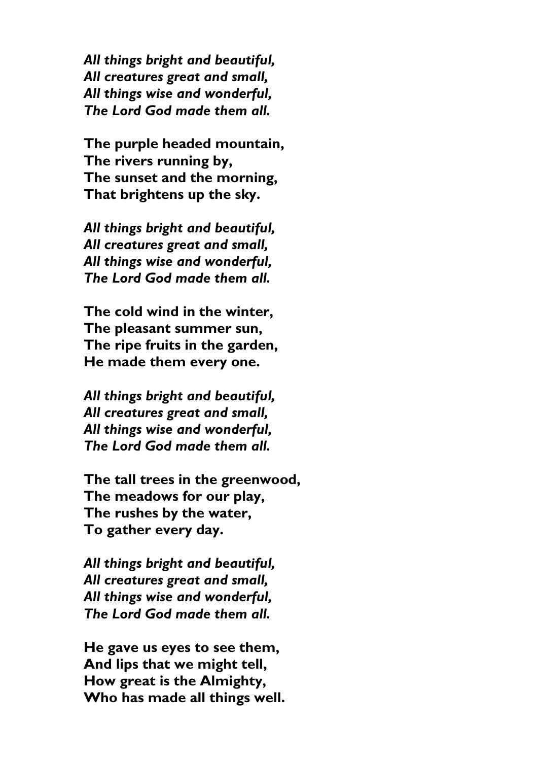*All things bright and beautiful,*
*All creatures great and small,*
*All things wise and wonderful,*
*The Lord God made them all.*

**The purple headed mountain,**
**The rivers running by,**
**The sunset and the morning,**
**That brightens up the sky.**

*All things bright and beautiful,*
*All creatures great and small,*
*All things wise and wonderful,*
*The Lord God made them all.*

**The cold wind in the winter,**
**The pleasant summer sun,**
**The ripe fruits in the garden,**
**He made them every one.**

*All things bright and beautiful,*
*All creatures great and small,*
*All things wise and wonderful,*
*The Lord God made them all.*

**The tall trees in the greenwood,**
**The meadows for our play,**
**The rushes by the water,**
**To gather every day.**

*All things bright and beautiful,*
*All creatures great and small,*
*All things wise and wonderful,*
*The Lord God made them all.*

**He gave us eyes to see them,**
**And lips that we might tell,**
**How great is the Almighty,**
**Who has made all things well.**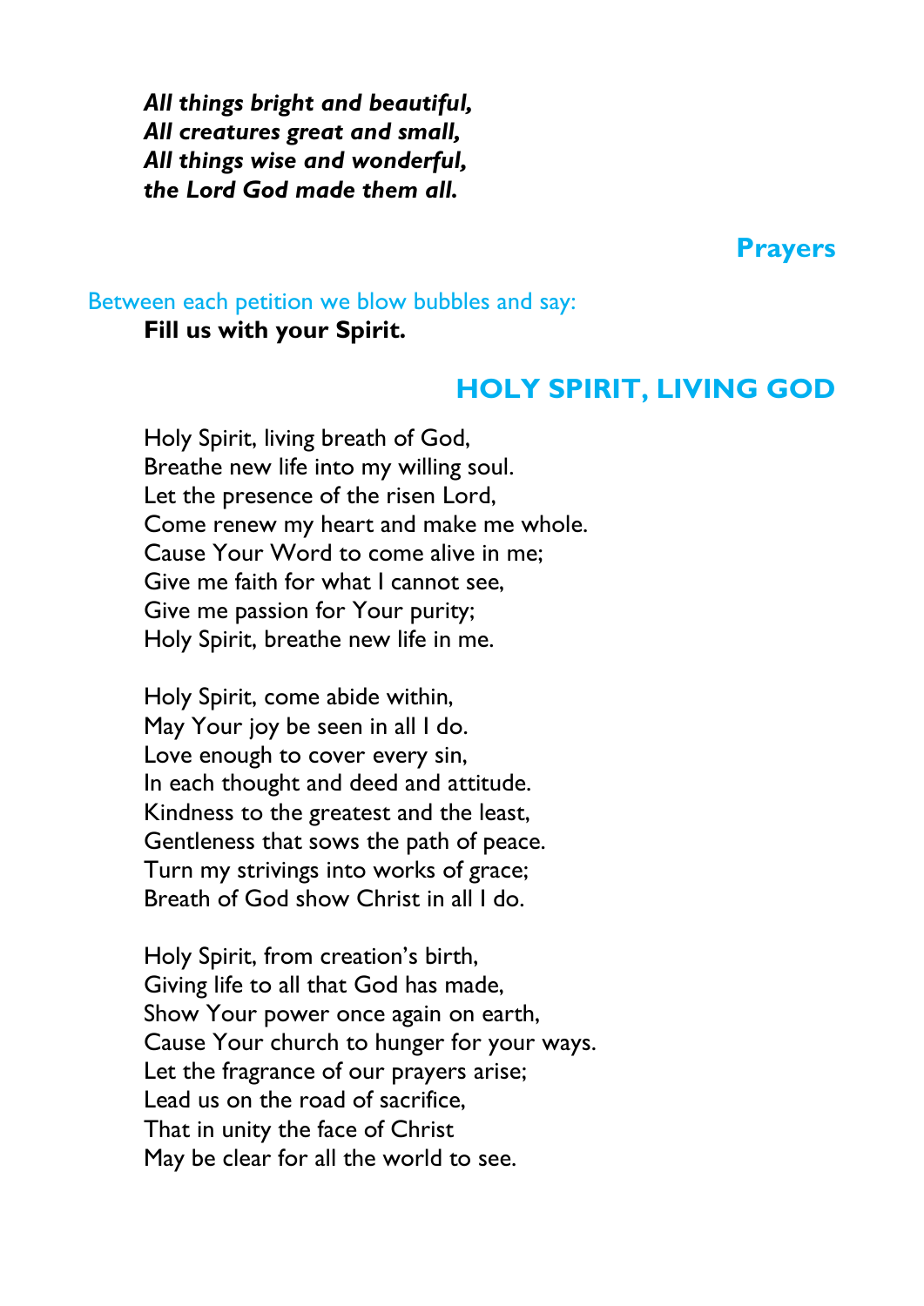***All things bright and beautiful,***
***All creatures great and small,***
***All things wise and wonderful,***
***the Lord God made them all.***

## Prayers

Between each petition we blow bubbles and say:

**Fill us with your Spirit.**

## HOLY SPIRIT, LIVING GOD

Holy Spirit, living breath of God,
Breathe new life into my willing soul.
Let the presence of the risen Lord,
Come renew my heart and make me whole.
Cause Your Word to come alive in me;
Give me faith for what I cannot see,
Give me passion for Your purity;
Holy Spirit, breathe new life in me.

Holy Spirit, come abide within,
May Your joy be seen in all I do.
Love enough to cover every sin,
In each thought and deed and attitude.
Kindness to the greatest and the least,
Gentleness that sows the path of peace.
Turn my strivings into works of grace;
Breath of God show Christ in all I do.

Holy Spirit, from creation's birth,
Giving life to all that God has made,
Show Your power once again on earth,
Cause Your church to hunger for your ways.
Let the fragrance of our prayers arise;
Lead us on the road of sacrifice,
That in unity the face of Christ
May be clear for all the world to see.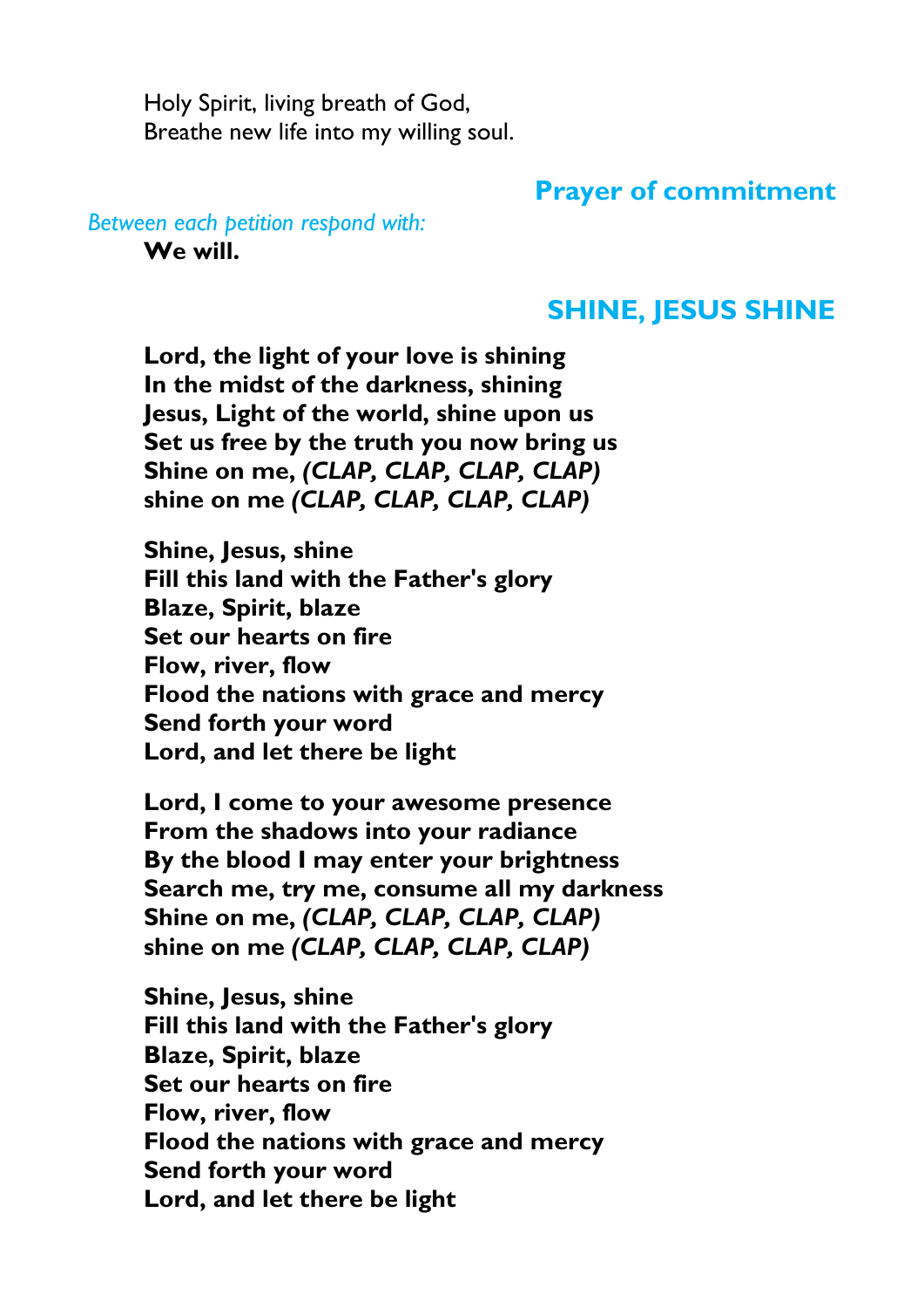Holy Spirit, living breath of God,
Breathe new life into my willing soul.

## Prayer of commitment

*Between each petition respond with:*

**We will.**

## SHINE, JESUS SHINE

**Lord, the light of your love is shining**
**In the midst of the darkness, shining**
**Jesus, Light of the world, shine upon us**
**Set us free by the truth you now bring us**
**Shine on me, *(CLAP, CLAP, CLAP, CLAP)***
**shine on me *(CLAP, CLAP, CLAP, CLAP)***

**Shine, Jesus, shine**
**Fill this land with the Father's glory**
**Blaze, Spirit, blaze**
**Set our hearts on fire**
**Flow, river, flow**
**Flood the nations with grace and mercy**
**Send forth your word**
**Lord, and let there be light**

**Lord, I come to your awesome presence**
**From the shadows into your radiance**
**By the blood I may enter your brightness**
**Search me, try me, consume all my darkness**
**Shine on me, *(CLAP, CLAP, CLAP, CLAP)***
**shine on me *(CLAP, CLAP, CLAP, CLAP)***

**Shine, Jesus, shine**
**Fill this land with the Father's glory**
**Blaze, Spirit, blaze**
**Set our hearts on fire**
**Flow, river, flow**
**Flood the nations with grace and mercy**
**Send forth your word**
**Lord, and let there be light**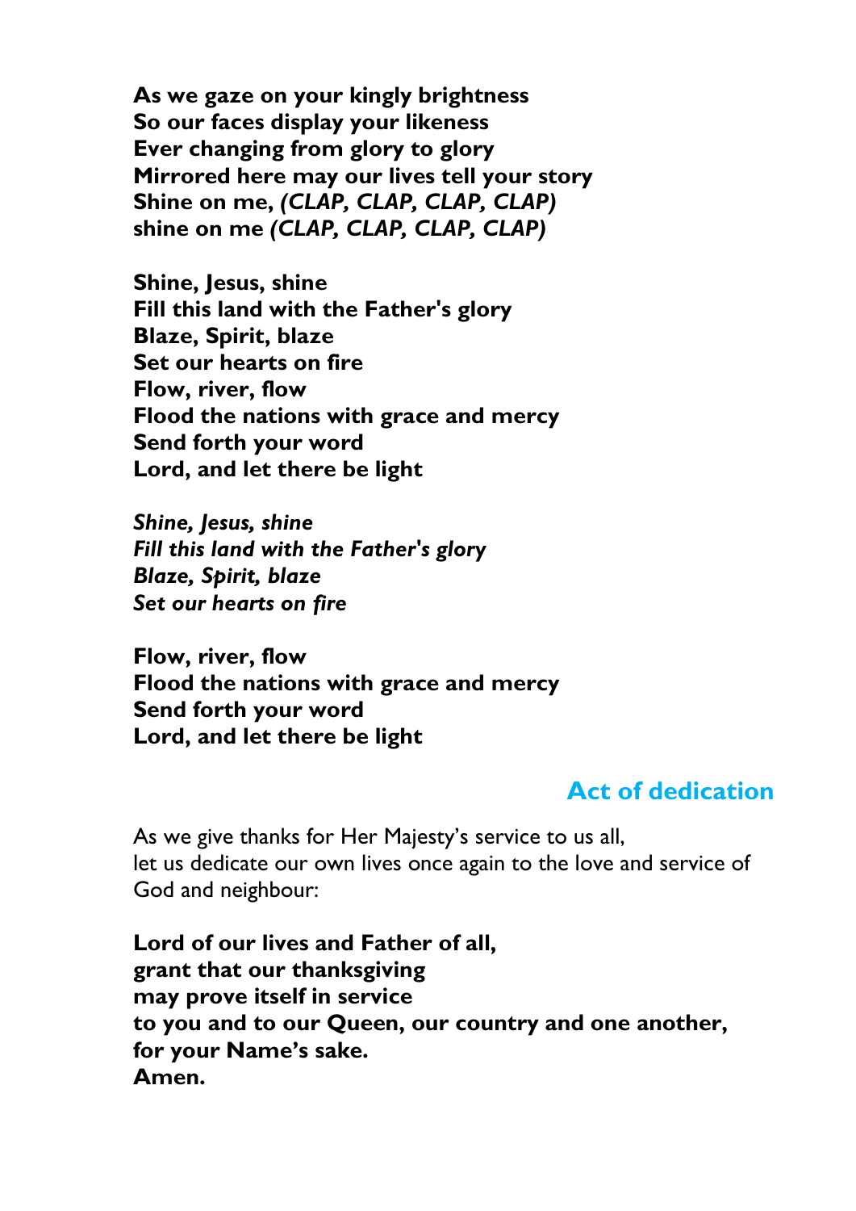**As we gaze on your kingly brightness**
**So our faces display your likeness**
**Ever changing from glory to glory**
**Mirrored here may our lives tell your story**
**Shine on me, *(CLAP, CLAP, CLAP, CLAP)***
**shine on me *(CLAP, CLAP, CLAP, CLAP)***

**Shine, Jesus, shine**
**Fill this land with the Father's glory**
**Blaze, Spirit, blaze**
**Set our hearts on fire**
**Flow, river, flow**
**Flood the nations with grace and mercy**
**Send forth your word**
**Lord, and let there be light**

***Shine, Jesus, shine***
***Fill this land with the Father's glory***
***Blaze, Spirit, blaze***
***Set our hearts on fire***

**Flow, river, flow**
**Flood the nations with grace and mercy**
**Send forth your word**
**Lord, and let there be light**

## Act of dedication

As we give thanks for Her Majesty's service to us all,
let us dedicate our own lives once again to the love and service of God and neighbour:

**Lord of our lives and Father of all,**
**grant that our thanksgiving**
**may prove itself in service**
**to you and to our Queen, our country and one another,**
**for your Name's sake.**
**Amen.**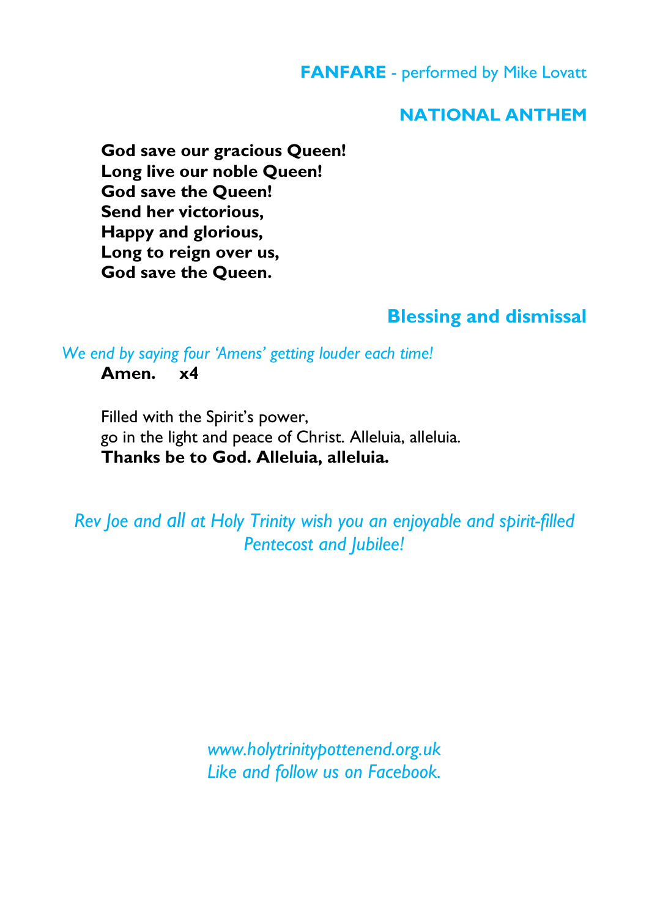**FANFARE** - performed by Mike Lovatt

## NATIONAL ANTHEM

**God save our gracious Queen!**
**Long live our noble Queen!**
**God save the Queen!**
**Send her victorious,**
**Happy and glorious,**
**Long to reign over us,**
**God save the Queen.**

## Blessing and dismissal

*We end by saying four 'Amens' getting louder each time!*

**Amen. x4**

Filled with the Spirit's power,
go in the light and peace of Christ. Alleluia, alleluia.
**Thanks be to God. Alleluia, alleluia.**

*Rev Joe and all at Holy Trinity wish you an enjoyable and spirit-filled Pentecost and Jubilee!*

*www.holytrinitypottenend.org.uk*
*Like and follow us on Facebook.*